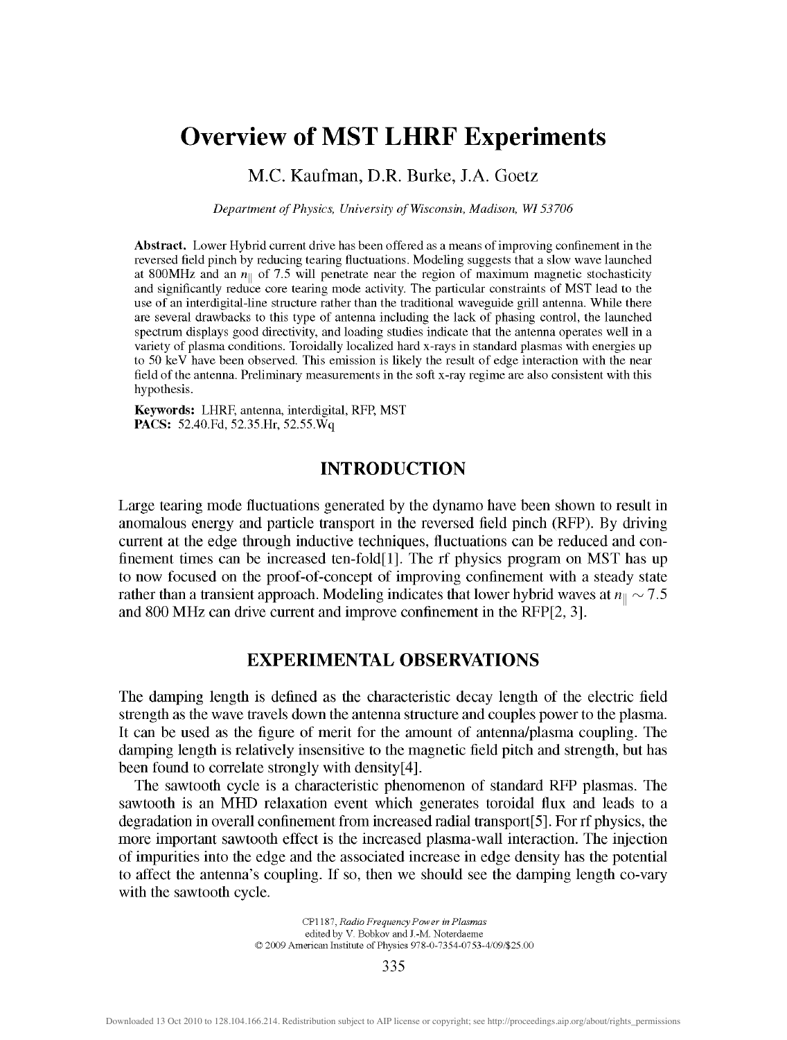# Overview of MST LHRF Experiments

M.C. Kaufman, D.R. Burke, J.A. Goetz

*Department of Physics, University of Wisconsin, Madison, WI 53706*

**Abstract.** Lower Hybrid current drive has been offered as a means of improving confinement in the reversed field pinch by reducing tearing fluctuations. Modeling suggests that a slow wave launched at 800MHz and an $n_\parallel$ of 7.5 will penetrate near the region of maximum magnetic stochasticity and significantly reduce core tearing mode activity. The particular constraints of MST lead to the use of an interdigital-line structure rather than the traditional waveguide grill antenna. While there are several drawbacks to this type of antenna including the lack of phasing control, the launched spectrum displays good directivity, and loading studies indicate that the antenna operates well in a variety of plasma conditions. Toroidally localized hard x-rays in standard plasmas with energies up to 50 keV have been observed. This emission is likely the result of edge interaction with the near field of the antenna. Preliminary measurements in the soft x-ray regime are also consistent with this hypothesis.

**Keywords:** LHRF, antenna, interdigital, RFP, MST
**PACS:** 52.40.Fd, 52.35.Hr, 52.55.Wq

## INTRODUCTION

Large tearing mode fluctuations generated by the dynamo have been shown to result in anomalous energy and particle transport in the reversed field pinch (RFP). By driving current at the edge through inductive techniques, fluctuations can be reduced and confinement times can be increased ten-fold[1]. The rf physics program on MST has up to now focused on the proof-of-concept of improving confinement with a steady state rather than a transient approach. Modeling indicates that lower hybrid waves at $n_\parallel \sim 7.5$ and 800 MHz can drive current and improve confinement in the RFP[2, 3].

## EXPERIMENTAL OBSERVATIONS

The damping length is defined as the characteristic decay length of the electric field strength as the wave travels down the antenna structure and couples power to the plasma. It can be used as the figure of merit for the amount of antenna/plasma coupling. The damping length is relatively insensitive to the magnetic field pitch and strength, but has been found to correlate strongly with density[4].

The sawtooth cycle is a characteristic phenomenon of standard RFP plasmas. The sawtooth is an MHD relaxation event which generates toroidal flux and leads to a degradation in overall confinement from increased radial transport[5]. For rf physics, the more important sawtooth effect is the increased plasma-wall interaction. The injection of impurities into the edge and the associated increase in edge density has the potential to affect the antenna's coupling. If so, then we should see the damping length co-vary with the sawtooth cycle.

CP1187, *Radio Frequency Power in Plasmas*
edited by V. Bobkov and J.-M. Noterdaeme
© 2009 American Institute of Physics 978-0-7354-0753-4/09/$25.00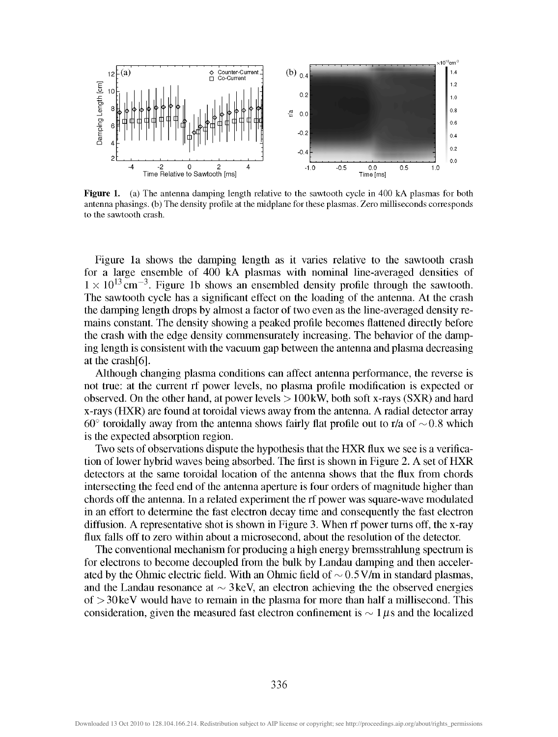**Figure 1.** (a) The antenna damping length relative to the sawtooth cycle in 400 kA plasmas for both antenna phasings. (b) The density profile at the midplane for these plasmas. Zero milliseconds corresponds to the sawtooth crash.

Figure 1a shows the damping length as it varies relative to the sawtooth crash for a large ensemble of 400 kA plasmas with nominal line-averaged densities of $1 \times 10^{13}\,\mathrm{cm}^{-3}$. Figure 1b shows an ensembled density profile through the sawtooth. The sawtooth cycle has a significant effect on the loading of the antenna. At the crash the damping length drops by almost a factor of two even as the line-averaged density remains constant. The density showing a peaked profile becomes flattened directly before the crash with the edge density commensurately increasing. The behavior of the damping length is consistent with the vacuum gap between the antenna and plasma decreasing at the crash[6].

Although changing plasma conditions can affect antenna performance, the reverse is not true: at the current rf power levels, no plasma profile modification is expected or observed. On the other hand, at power levels $> 100\,\mathrm{kW}$, both soft x-rays (SXR) and hard x-rays (HXR) are found at toroidal views away from the antenna. A radial detector array $60^{\circ}$ toroidally away from the antenna shows fairly flat profile out to r/a of $\sim 0.8$ which is the expected absorption region.

Two sets of observations dispute the hypothesis that the HXR flux we see is a verification of lower hybrid waves being absorbed. The first is shown in Figure 2. A set of HXR detectors at the same toroidal location of the antenna shows that the flux from chords intersecting the feed end of the antenna aperture is four orders of magnitude higher than chords off the antenna. In a related experiment the rf power was square-wave modulated in an effort to determine the fast electron decay time and consequently the fast electron diffusion. A representative shot is shown in Figure 3. When rf power turns off, the x-ray flux falls off to zero within about a microsecond, about the resolution of the detector.

The conventional mechanism for producing a high energy bremsstrahlung spectrum is for electrons to become decoupled from the bulk by Landau damping and then accelerated by the Ohmic electric field. With an Ohmic field of $\sim 0.5\,\mathrm{V/m}$ in standard plasmas, and the Landau resonance at $\sim 3\,\mathrm{keV}$, an electron achieving the the observed energies of $> 30\,\mathrm{keV}$ would have to remain in the plasma for more than half a millisecond. This consideration, given the measured fast electron confinement is $\sim 1\,\mu\mathrm{s}$ and the localized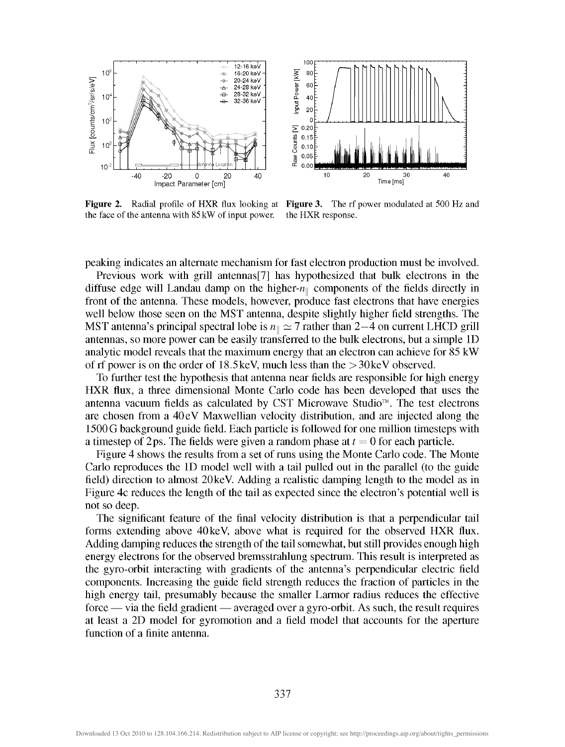**Figure 2.** Radial profile of HXR flux looking at the face of the antenna with 85 kW of input power.

**Figure 3.** The rf power modulated at 500 Hz and the HXR response.

peaking indicates an alternate mechanism for fast electron production must be involved.

Previous work with grill antennas[7] has hypothesized that bulk electrons in the diffuse edge will Landau damp on the higher-$n_{\|}$ components of the fields directly in front of the antenna. These models, however, produce fast electrons that have energies well below those seen on the MST antenna, despite slightly higher field strengths. The MST antenna's principal spectral lobe is $n_{\|} \simeq 7$ rather than $2-4$ on current LHCD grill antennas, so more power can be easily transferred to the bulk electrons, but a simple 1D analytic model reveals that the maximum energy that an electron can achieve for 85 kW of rf power is on the order of 18.5 keV, much less than the $> 30$ keV observed.

To further test the hypothesis that antenna near fields are responsible for high energy HXR flux, a three dimensional Monte Carlo code has been developed that uses the antenna vacuum fields as calculated by CST Microwave Studio™. The test electrons are chosen from a 40 eV Maxwellian velocity distribution, and are injected along the 1500 G background guide field. Each particle is followed for one million timesteps with a timestep of 2 ps. The fields were given a random phase at $t = 0$ for each particle.

Figure 4 shows the results from a set of runs using the Monte Carlo code. The Monte Carlo reproduces the 1D model well with a tail pulled out in the parallel (to the guide field) direction to almost 20 keV. Adding a realistic damping length to the model as in Figure 4c reduces the length of the tail as expected since the electron's potential well is not so deep.

The significant feature of the final velocity distribution is that a perpendicular tail forms extending above 40 keV, above what is required for the observed HXR flux. Adding damping reduces the strength of the tail somewhat, but still provides enough high energy electrons for the observed bremsstrahlung spectrum. This result is interpreted as the gyro-orbit interacting with gradients of the antenna's perpendicular electric field components. Increasing the guide field strength reduces the fraction of particles in the high energy tail, presumably because the smaller Larmor radius reduces the effective force — via the field gradient — averaged over a gyro-orbit. As such, the result requires at least a 2D model for gyromotion and a field model that accounts for the aperture function of a finite antenna.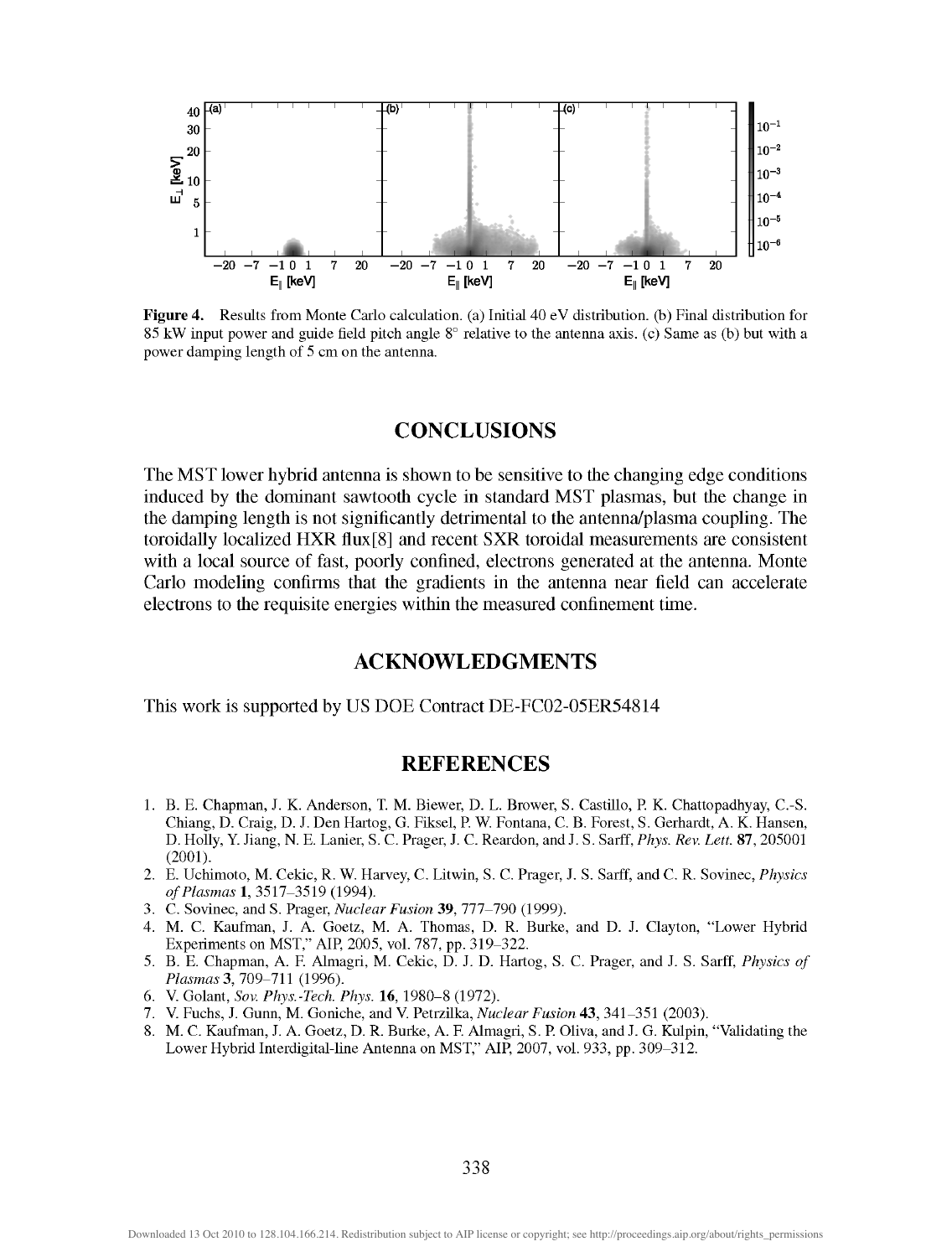(a)

(b)

(c)

40
30
20
10
5
1

$E_\perp$ [keV]

−20 −7 −1 0 1 7 20

$E_\parallel$ [keV]

−20 −7 −1 0 1 7 20

$E_\parallel$ [keV]

−20 −7 −1 0 1 7 20

$E_\parallel$ [keV]

$10^{-1}$
$10^{-2}$
$10^{-3}$
$10^{-4}$
$10^{-5}$
$10^{-6}$

**Figure 4.** Results from Monte Carlo calculation. (a) Initial 40 eV distribution. (b) Final distribution for 85 kW input power and guide field pitch angle 8° relative to the antenna axis. (c) Same as (b) but with a power damping length of 5 cm on the antenna.

## CONCLUSIONS

The MST lower hybrid antenna is shown to be sensitive to the changing edge conditions induced by the dominant sawtooth cycle in standard MST plasmas, but the change in the damping length is not significantly detrimental to the antenna/plasma coupling. The toroidally localized HXR flux[8] and recent SXR toroidal measurements are consistent with a local source of fast, poorly confined, electrons generated at the antenna. Monte Carlo modeling confirms that the gradients in the antenna near field can accelerate electrons to the requisite energies within the measured confinement time.

## ACKNOWLEDGMENTS

This work is supported by US DOE Contract DE-FC02-05ER54814

## REFERENCES

1. B. E. Chapman, J. K. Anderson, T. M. Biewer, D. L. Brower, S. Castillo, P. K. Chattopadhyay, C.-S. Chiang, D. Craig, D. J. Den Hartog, G. Fiksel, P. W. Fontana, C. B. Forest, S. Gerhardt, A. K. Hansen, D. Holly, Y. Jiang, N. E. Lanier, S. C. Prager, J. C. Reardon, and J. S. Sarff, *Phys. Rev. Lett.* **87**, 205001 (2001).
2. E. Uchimoto, M. Cekic, R. W. Harvey, C. Litwin, S. C. Prager, J. S. Sarff, and C. R. Sovinec, *Physics of Plasmas* **1**, 3517–3519 (1994).
3. C. Sovinec, and S. Prager, *Nuclear Fusion* **39**, 777–790 (1999).
4. M. C. Kaufman, J. A. Goetz, M. A. Thomas, D. R. Burke, and D. J. Clayton, "Lower Hybrid Experiments on MST," AIP, 2005, vol. 787, pp. 319–322.
5. B. E. Chapman, A. F. Almagri, M. Cekic, D. J. D. Hartog, S. C. Prager, and J. S. Sarff, *Physics of Plasmas* **3**, 709–711 (1996).
6. V. Golant, *Sov. Phys.-Tech. Phys.* **16**, 1980–8 (1972).
7. V. Fuchs, J. Gunn, M. Goniche, and V. Petrzilka, *Nuclear Fusion* **43**, 341–351 (2003).
8. M. C. Kaufman, J. A. Goetz, D. R. Burke, A. F. Almagri, S. P. Oliva, and J. G. Kulpin, "Validating the Lower Hybrid Interdigital-line Antenna on MST," AIP, 2007, vol. 933, pp. 309–312.